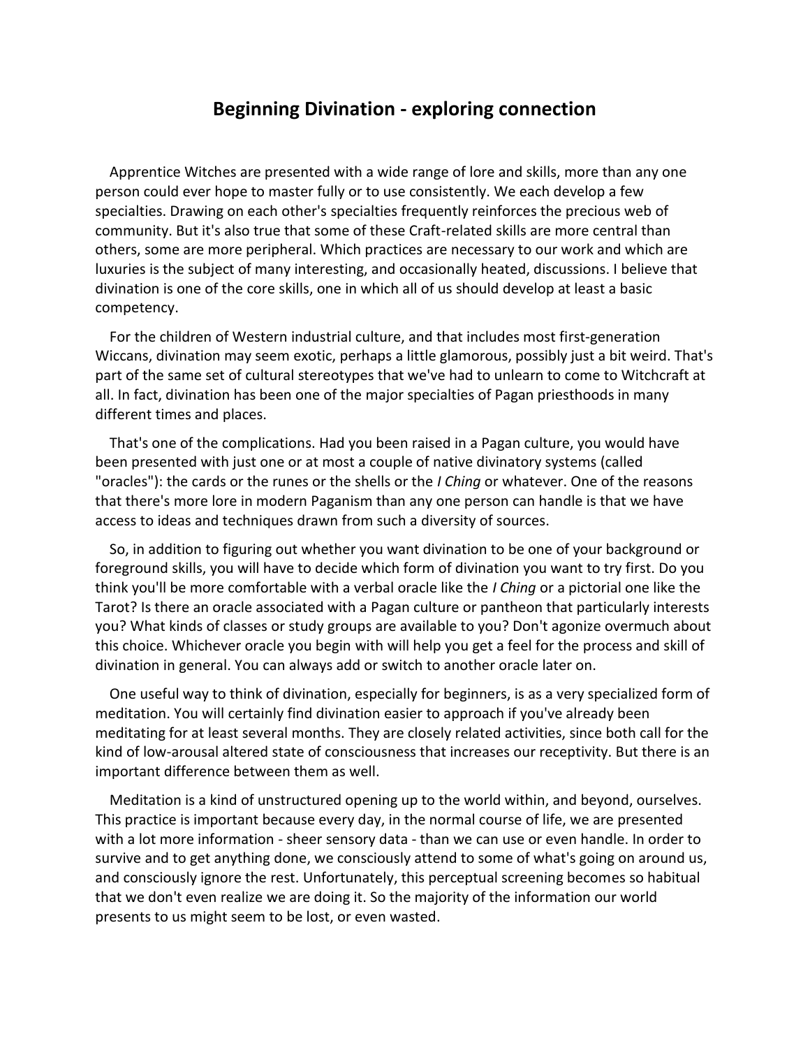# Beginning Divination - exploring connection

Apprentice Witches are presented with a wide range of lore and skills, more than any one person could ever hope to master fully or to use consistently. We each develop a few specialties. Drawing on each other's specialties frequently reinforces the precious web of community. But it's also true that some of these Craft-related skills are more central than others, some are more peripheral. Which practices are necessary to our work and which are luxuries is the subject of many interesting, and occasionally heated, discussions. I believe that divination is one of the core skills, one in which all of us should develop at least a basic competency.

For the children of Western industrial culture, and that includes most first-generation Wiccans, divination may seem exotic, perhaps a little glamorous, possibly just a bit weird. That's part of the same set of cultural stereotypes that we've had to unlearn to come to Witchcraft at all. In fact, divination has been one of the major specialties of Pagan priesthoods in many different times and places.

That's one of the complications. Had you been raised in a Pagan culture, you would have been presented with just one or at most a couple of native divinatory systems (called "oracles"): the cards or the runes or the shells or the *I Ching* or whatever. One of the reasons that there's more lore in modern Paganism than any one person can handle is that we have access to ideas and techniques drawn from such a diversity of sources.

So, in addition to figuring out whether you want divination to be one of your background or foreground skills, you will have to decide which form of divination you want to try first. Do you think you'll be more comfortable with a verbal oracle like the *I Ching* or a pictorial one like the Tarot? Is there an oracle associated with a Pagan culture or pantheon that particularly interests you? What kinds of classes or study groups are available to you? Don't agonize overmuch about this choice. Whichever oracle you begin with will help you get a feel for the process and skill of divination in general. You can always add or switch to another oracle later on.

One useful way to think of divination, especially for beginners, is as a very specialized form of meditation. You will certainly find divination easier to approach if you've already been meditating for at least several months. They are closely related activities, since both call for the kind of low-arousal altered state of consciousness that increases our receptivity. But there is an important difference between them as well.

Meditation is a kind of unstructured opening up to the world within, and beyond, ourselves. This practice is important because every day, in the normal course of life, we are presented with a lot more information - sheer sensory data - than we can use or even handle. In order to survive and to get anything done, we consciously attend to some of what's going on around us, and consciously ignore the rest. Unfortunately, this perceptual screening becomes so habitual that we don't even realize we are doing it. So the majority of the information our world presents to us might seem to be lost, or even wasted.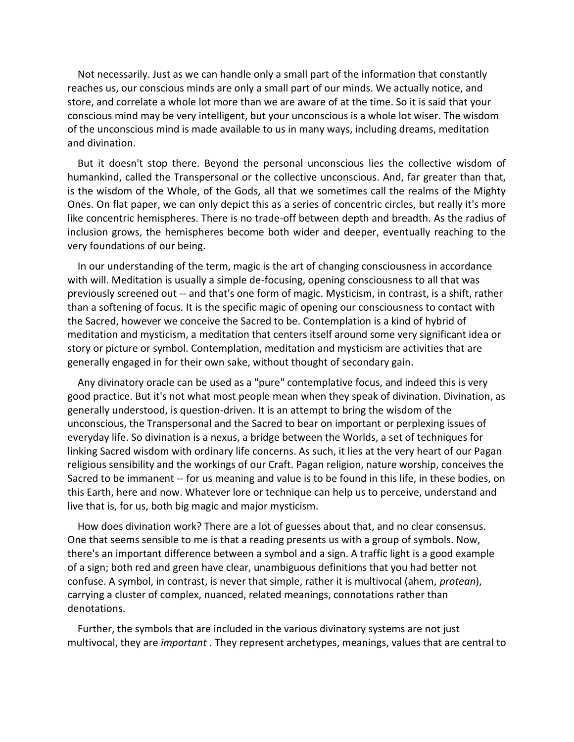Not necessarily. Just as we can handle only a small part of the information that constantly reaches us, our conscious minds are only a small part of our minds. We actually notice, and store, and correlate a whole lot more than we are aware of at the time. So it is said that your conscious mind may be very intelligent, but your unconscious is a whole lot wiser. The wisdom of the unconscious mind is made available to us in many ways, including dreams, meditation and divination.

But it doesn't stop there. Beyond the personal unconscious lies the collective wisdom of humankind, called the Transpersonal or the collective unconscious. And, far greater than that, is the wisdom of the Whole, of the Gods, all that we sometimes call the realms of the Mighty Ones. On flat paper, we can only depict this as a series of concentric circles, but really it's more like concentric hemispheres. There is no trade-off between depth and breadth. As the radius of inclusion grows, the hemispheres become both wider and deeper, eventually reaching to the very foundations of our being.

In our understanding of the term, magic is the art of changing consciousness in accordance with will. Meditation is usually a simple de-focusing, opening consciousness to all that was previously screened out -- and that's one form of magic. Mysticism, in contrast, is a shift, rather than a softening of focus. It is the specific magic of opening our consciousness to contact with the Sacred, however we conceive the Sacred to be. Contemplation is a kind of hybrid of meditation and mysticism, a meditation that centers itself around some very significant idea or story or picture or symbol. Contemplation, meditation and mysticism are activities that are generally engaged in for their own sake, without thought of secondary gain.

Any divinatory oracle can be used as a "pure" contemplative focus, and indeed this is very good practice. But it's not what most people mean when they speak of divination. Divination, as generally understood, is question-driven. It is an attempt to bring the wisdom of the unconscious, the Transpersonal and the Sacred to bear on important or perplexing issues of everyday life. So divination is a nexus, a bridge between the Worlds, a set of techniques for linking Sacred wisdom with ordinary life concerns. As such, it lies at the very heart of our Pagan religious sensibility and the workings of our Craft. Pagan religion, nature worship, conceives the Sacred to be immanent -- for us meaning and value is to be found in this life, in these bodies, on this Earth, here and now. Whatever lore or technique can help us to perceive, understand and live that is, for us, both big magic and major mysticism.

How does divination work? There are a lot of guesses about that, and no clear consensus. One that seems sensible to me is that a reading presents us with a group of symbols. Now, there's an important difference between a symbol and a sign. A traffic light is a good example of a sign; both red and green have clear, unambiguous definitions that you had better not confuse. A symbol, in contrast, is never that simple, rather it is multivocal (ahem, *protean*), carrying a cluster of complex, nuanced, related meanings, connotations rather than denotations.

Further, the symbols that are included in the various divinatory systems are not just multivocal, they are *important* . They represent archetypes, meanings, values that are central to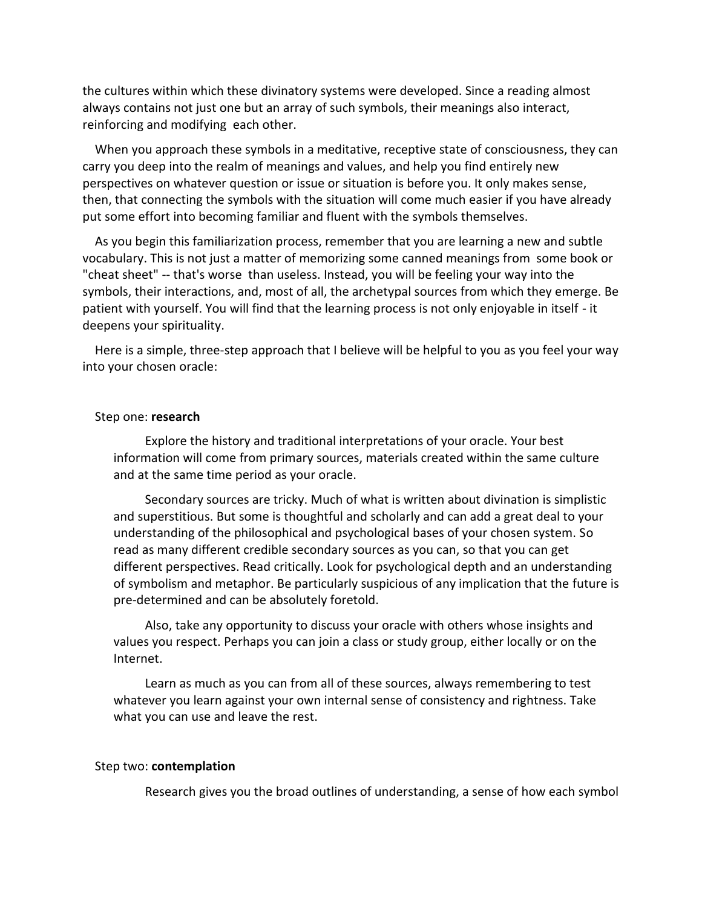the cultures within which these divinatory systems were developed. Since a reading almost always contains not just one but an array of such symbols, their meanings also interact, reinforcing and modifying each other.

When you approach these symbols in a meditative, receptive state of consciousness, they can carry you deep into the realm of meanings and values, and help you find entirely new perspectives on whatever question or issue or situation is before you. It only makes sense, then, that connecting the symbols with the situation will come much easier if you have already put some effort into becoming familiar and fluent with the symbols themselves.

As you begin this familiarization process, remember that you are learning a new and subtle vocabulary. This is not just a matter of memorizing some canned meanings from some book or "cheat sheet" -- that's worse than useless. Instead, you will be feeling your way into the symbols, their interactions, and, most of all, the archetypal sources from which they emerge. Be patient with yourself. You will find that the learning process is not only enjoyable in itself - it deepens your spirituality.

Here is a simple, three-step approach that I believe will be helpful to you as you feel your way into your chosen oracle:

Step one: **research**

Explore the history and traditional interpretations of your oracle. Your best information will come from primary sources, materials created within the same culture and at the same time period as your oracle.

Secondary sources are tricky. Much of what is written about divination is simplistic and superstitious. But some is thoughtful and scholarly and can add a great deal to your understanding of the philosophical and psychological bases of your chosen system. So read as many different credible secondary sources as you can, so that you can get different perspectives. Read critically. Look for psychological depth and an understanding of symbolism and metaphor. Be particularly suspicious of any implication that the future is pre-determined and can be absolutely foretold.

Also, take any opportunity to discuss your oracle with others whose insights and values you respect. Perhaps you can join a class or study group, either locally or on the Internet.

Learn as much as you can from all of these sources, always remembering to test whatever you learn against your own internal sense of consistency and rightness. Take what you can use and leave the rest.

Step two: **contemplation**

Research gives you the broad outlines of understanding, a sense of how each symbol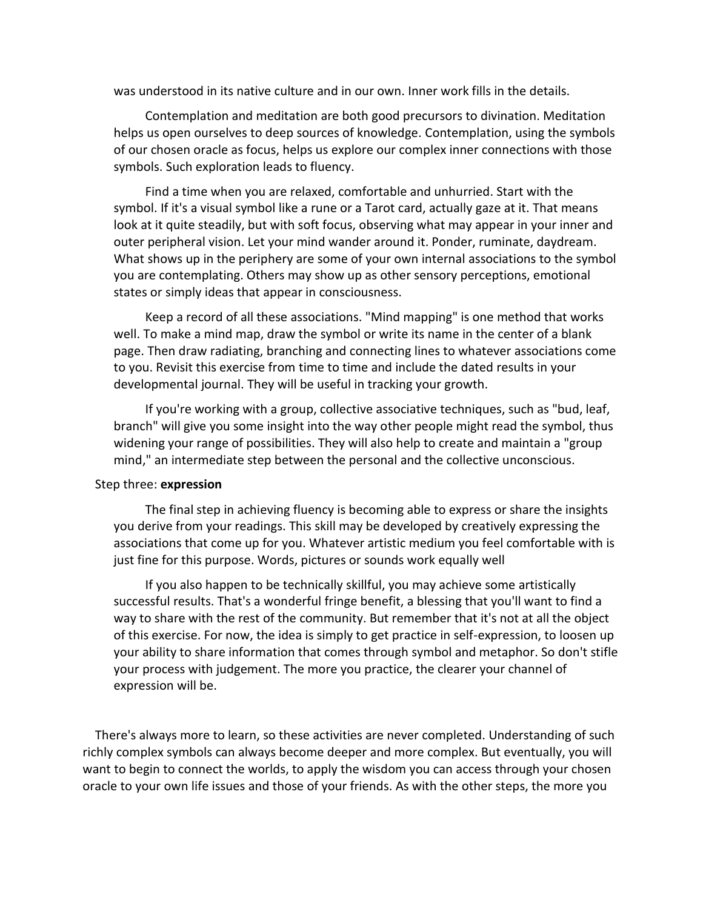was understood in its native culture and in our own. Inner work fills in the details.

Contemplation and meditation are both good precursors to divination. Meditation helps us open ourselves to deep sources of knowledge. Contemplation, using the symbols of our chosen oracle as focus, helps us explore our complex inner connections with those symbols. Such exploration leads to fluency.

Find a time when you are relaxed, comfortable and unhurried. Start with the symbol. If it's a visual symbol like a rune or a Tarot card, actually gaze at it. That means look at it quite steadily, but with soft focus, observing what may appear in your inner and outer peripheral vision. Let your mind wander around it. Ponder, ruminate, daydream. What shows up in the periphery are some of your own internal associations to the symbol you are contemplating. Others may show up as other sensory perceptions, emotional states or simply ideas that appear in consciousness.

Keep a record of all these associations. "Mind mapping" is one method that works well. To make a mind map, draw the symbol or write its name in the center of a blank page. Then draw radiating, branching and connecting lines to whatever associations come to you. Revisit this exercise from time to time and include the dated results in your developmental journal. They will be useful in tracking your growth.

If you're working with a group, collective associative techniques, such as "bud, leaf, branch" will give you some insight into the way other people might read the symbol, thus widening your range of possibilities. They will also help to create and maintain a "group mind," an intermediate step between the personal and the collective unconscious.

Step three: **expression**

The final step in achieving fluency is becoming able to express or share the insights you derive from your readings. This skill may be developed by creatively expressing the associations that come up for you. Whatever artistic medium you feel comfortable with is just fine for this purpose. Words, pictures or sounds work equally well

If you also happen to be technically skillful, you may achieve some artistically successful results. That's a wonderful fringe benefit, a blessing that you'll want to find a way to share with the rest of the community. But remember that it's not at all the object of this exercise. For now, the idea is simply to get practice in self-expression, to loosen up your ability to share information that comes through symbol and metaphor. So don't stifle your process with judgement. The more you practice, the clearer your channel of expression will be.

There's always more to learn, so these activities are never completed. Understanding of such richly complex symbols can always become deeper and more complex. But eventually, you will want to begin to connect the worlds, to apply the wisdom you can access through your chosen oracle to your own life issues and those of your friends. As with the other steps, the more you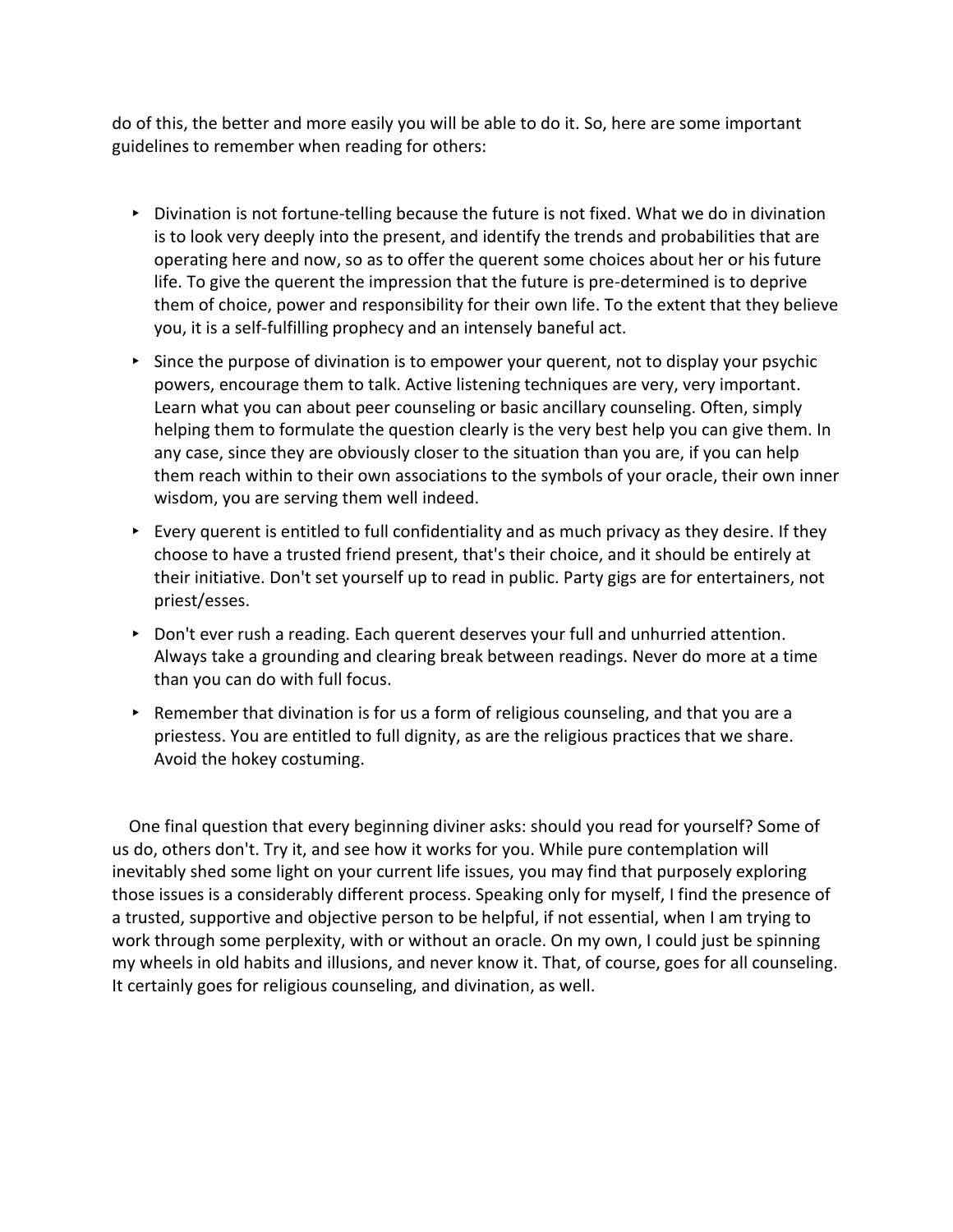do of this, the better and more easily you will be able to do it. So, here are some important guidelines to remember when reading for others:

- Divination is not fortune-telling because the future is not fixed. What we do in divination is to look very deeply into the present, and identify the trends and probabilities that are operating here and now, so as to offer the querent some choices about her or his future life. To give the querent the impression that the future is pre-determined is to deprive them of choice, power and responsibility for their own life. To the extent that they believe you, it is a self-fulfilling prophecy and an intensely baneful act.
- Since the purpose of divination is to empower your querent, not to display your psychic powers, encourage them to talk. Active listening techniques are very, very important. Learn what you can about peer counseling or basic ancillary counseling. Often, simply helping them to formulate the question clearly is the very best help you can give them. In any case, since they are obviously closer to the situation than you are, if you can help them reach within to their own associations to the symbols of your oracle, their own inner wisdom, you are serving them well indeed.
- Every querent is entitled to full confidentiality and as much privacy as they desire. If they choose to have a trusted friend present, that's their choice, and it should be entirely at their initiative. Don't set yourself up to read in public. Party gigs are for entertainers, not priest/esses.
- Don't ever rush a reading. Each querent deserves your full and unhurried attention. Always take a grounding and clearing break between readings. Never do more at a time than you can do with full focus.
- Remember that divination is for us a form of religious counseling, and that you are a priestess. You are entitled to full dignity, as are the religious practices that we share. Avoid the hokey costuming.

One final question that every beginning diviner asks: should you read for yourself? Some of us do, others don't. Try it, and see how it works for you. While pure contemplation will inevitably shed some light on your current life issues, you may find that purposely exploring those issues is a considerably different process. Speaking only for myself, I find the presence of a trusted, supportive and objective person to be helpful, if not essential, when I am trying to work through some perplexity, with or without an oracle. On my own, I could just be spinning my wheels in old habits and illusions, and never know it. That, of course, goes for all counseling. It certainly goes for religious counseling, and divination, as well.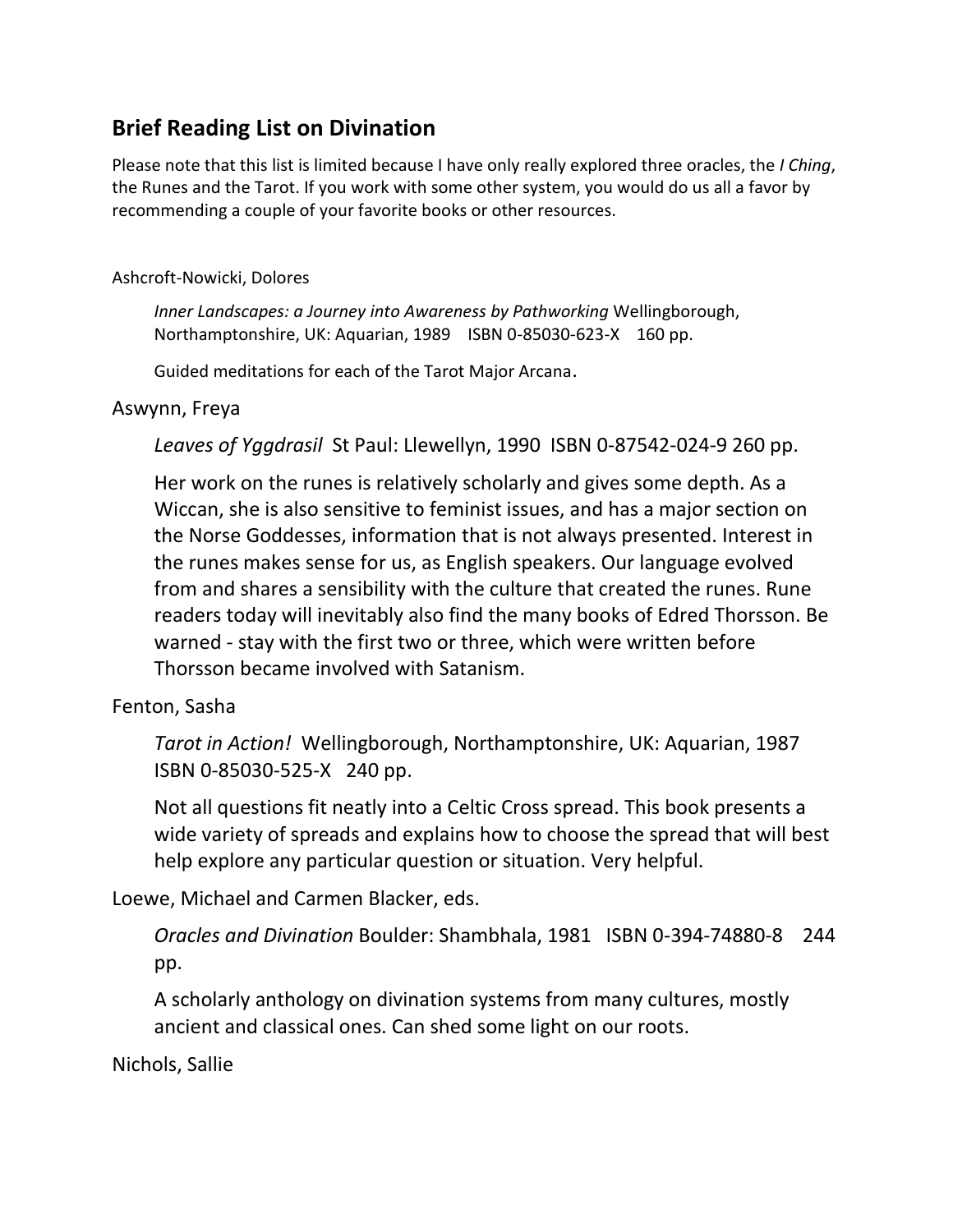## Brief Reading List on Divination

Please note that this list is limited because I have only really explored three oracles, the *I Ching*, the Runes and the Tarot. If you work with some other system, you would do us all a favor by recommending a couple of your favorite books or other resources.

Ashcroft-Nowicki, Dolores

> *Inner Landscapes: a Journey into Awareness by Pathworking* Wellingborough, Northamptonshire, UK: Aquarian, 1989 ISBN 0-85030-623-X 160 pp.
>
> Guided meditations for each of the Tarot Major Arcana.

Aswynn, Freya

> *Leaves of Yggdrasil* St Paul: Llewellyn, 1990 ISBN 0-87542-024-9 260 pp.
>
> Her work on the runes is relatively scholarly and gives some depth. As a Wiccan, she is also sensitive to feminist issues, and has a major section on the Norse Goddesses, information that is not always presented. Interest in the runes makes sense for us, as English speakers. Our language evolved from and shares a sensibility with the culture that created the runes. Rune readers today will inevitably also find the many books of Edred Thorsson. Be warned - stay with the first two or three, which were written before Thorsson became involved with Satanism.

Fenton, Sasha

> *Tarot in Action!* Wellingborough, Northamptonshire, UK: Aquarian, 1987 ISBN 0-85030-525-X 240 pp.
>
> Not all questions fit neatly into a Celtic Cross spread. This book presents a wide variety of spreads and explains how to choose the spread that will best help explore any particular question or situation. Very helpful.

Loewe, Michael and Carmen Blacker, eds.

> *Oracles and Divination* Boulder: Shambhala, 1981 ISBN 0-394-74880-8 244 pp.
>
> A scholarly anthology on divination systems from many cultures, mostly ancient and classical ones. Can shed some light on our roots.

Nichols, Sallie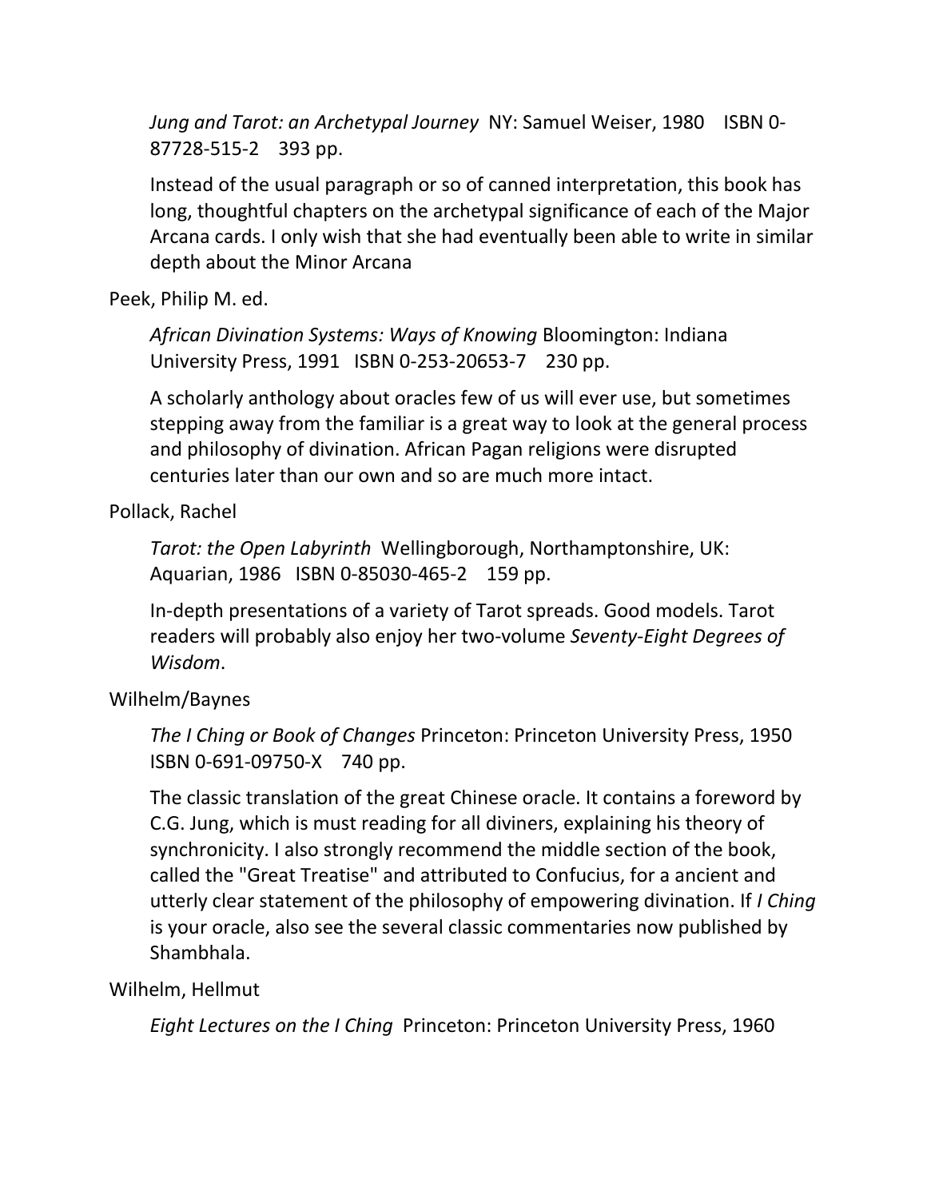*Jung and Tarot: an Archetypal Journey* NY: Samuel Weiser, 1980 ISBN 0-87728-515-2 393 pp.

Instead of the usual paragraph or so of canned interpretation, this book has long, thoughtful chapters on the archetypal significance of each of the Major Arcana cards. I only wish that she had eventually been able to write in similar depth about the Minor Arcana

Peek, Philip M. ed.

*African Divination Systems: Ways of Knowing* Bloomington: Indiana University Press, 1991 ISBN 0-253-20653-7 230 pp.

A scholarly anthology about oracles few of us will ever use, but sometimes stepping away from the familiar is a great way to look at the general process and philosophy of divination. African Pagan religions were disrupted centuries later than our own and so are much more intact.

Pollack, Rachel

*Tarot: the Open Labyrinth* Wellingborough, Northamptonshire, UK: Aquarian, 1986 ISBN 0-85030-465-2 159 pp.

In-depth presentations of a variety of Tarot spreads. Good models. Tarot readers will probably also enjoy her two-volume *Seventy-Eight Degrees of Wisdom*.

Wilhelm/Baynes

*The I Ching or Book of Changes* Princeton: Princeton University Press, 1950 ISBN 0-691-09750-X 740 pp.

The classic translation of the great Chinese oracle. It contains a foreword by C.G. Jung, which is must reading for all diviners, explaining his theory of synchronicity. I also strongly recommend the middle section of the book, called the "Great Treatise" and attributed to Confucius, for a ancient and utterly clear statement of the philosophy of empowering divination. If *I Ching* is your oracle, also see the several classic commentaries now published by Shambhala.

Wilhelm, Hellmut

*Eight Lectures on the I Ching* Princeton: Princeton University Press, 1960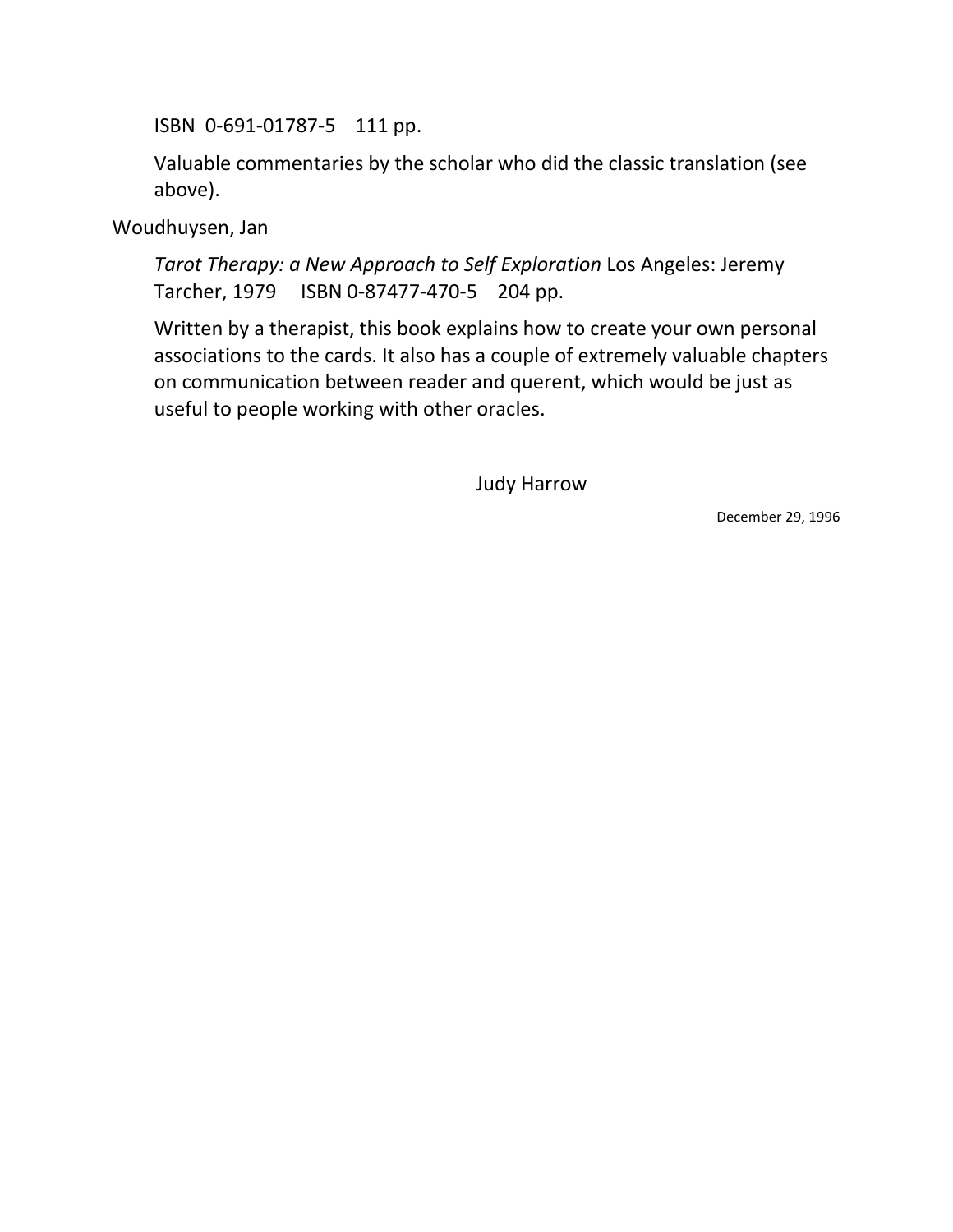ISBN 0-691-01787-5 111 pp.

Valuable commentaries by the scholar who did the classic translation (see above).

Woudhuysen, Jan

*Tarot Therapy: a New Approach to Self Exploration* Los Angeles: Jeremy Tarcher, 1979 ISBN 0-87477-470-5 204 pp.

Written by a therapist, this book explains how to create your own personal associations to the cards. It also has a couple of extremely valuable chapters on communication between reader and querent, which would be just as useful to people working with other oracles.

Judy Harrow

December 29, 1996